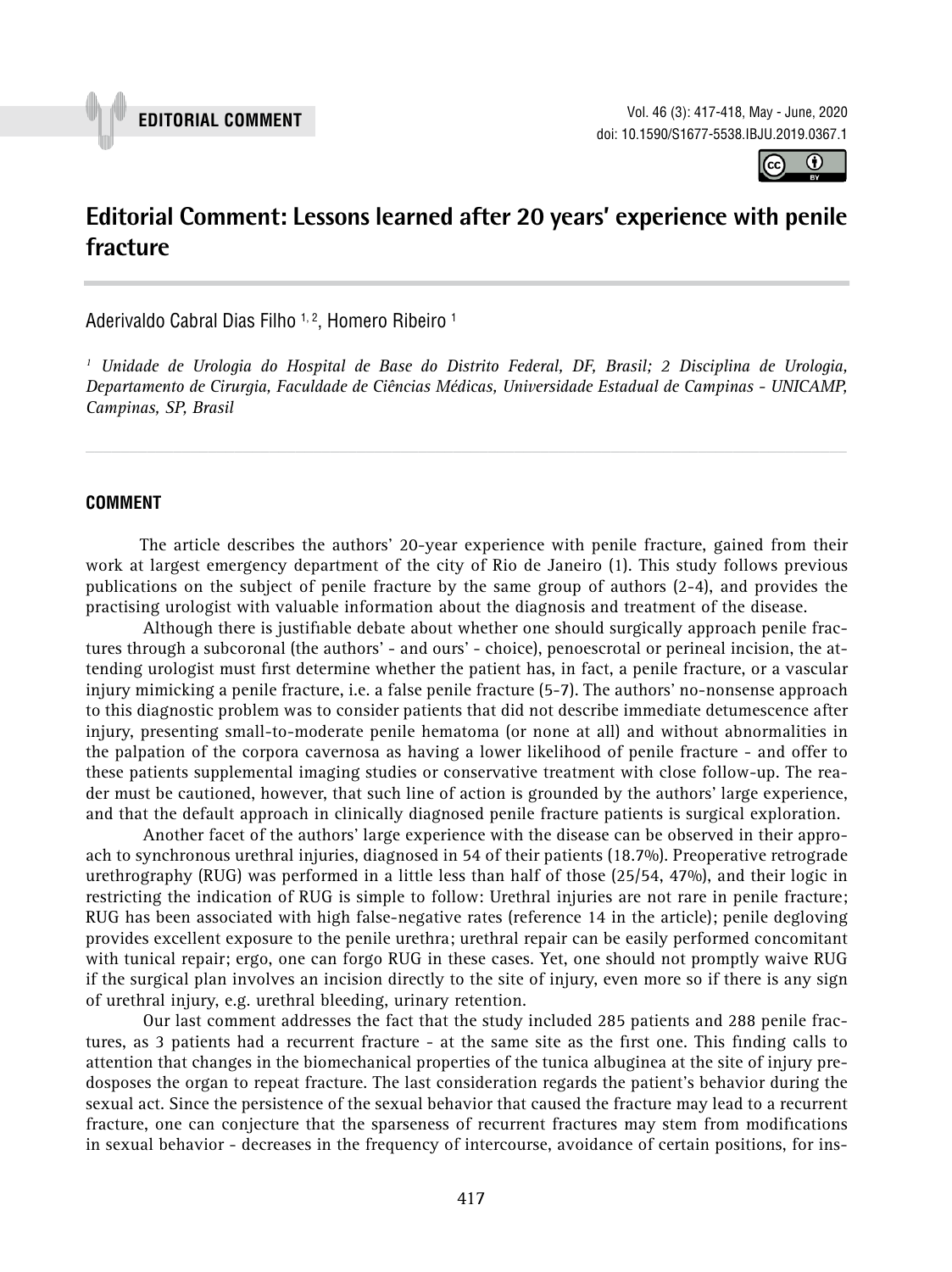EDITORIAL COMMENT

# Editorial Comment: Lessons learned after 20 years' experience with penile fracture

Aderivaldo Cabral Dias Filho [1, 2], Homero Ribeiro [1]

*[1] Unidade de Urologia do Hospital de Base do Distrito Federal, DF, Brasil; 2 Disciplina de Urologia, Departamento de Cirurgia, Faculdade de Ciências Médicas, Universidade Estadual de Campinas - UNICAMP, Campinas, SP, Brasil*

## COMMENT

The article describes the authors' 20-year experience with penile fracture, gained from their work at largest emergency department of the city of Rio de Janeiro (1). This study follows previous publications on the subject of penile fracture by the same group of authors (2-4), and provides the practising urologist with valuable information about the diagnosis and treatment of the disease.

Although there is justifiable debate about whether one should surgically approach penile fractures through a subcoronal (the authors' - and ours' - choice), penoescrotal or perineal incision, the attending urologist must first determine whether the patient has, in fact, a penile fracture, or a vascular injury mimicking a penile fracture, i.e. a false penile fracture (5-7). The authors' no-nonsense approach to this diagnostic problem was to consider patients that did not describe immediate detumescence after injury, presenting small-to-moderate penile hematoma (or none at all) and without abnormalities in the palpation of the corpora cavernosa as having a lower likelihood of penile fracture - and offer to these patients supplemental imaging studies or conservative treatment with close follow-up. The reader must be cautioned, however, that such line of action is grounded by the authors' large experience, and that the default approach in clinically diagnosed penile fracture patients is surgical exploration.

Another facet of the authors' large experience with the disease can be observed in their approach to synchronous urethral injuries, diagnosed in 54 of their patients (18.7%). Preoperative retrograde urethrography (RUG) was performed in a little less than half of those (25/54, 47%), and their logic in restricting the indication of RUG is simple to follow: Urethral injuries are not rare in penile fracture; RUG has been associated with high false-negative rates (reference 14 in the article); penile degloving provides excellent exposure to the penile urethra; urethral repair can be easily performed concomitant with tunical repair; ergo, one can forgo RUG in these cases. Yet, one should not promptly waive RUG if the surgical plan involves an incision directly to the site of injury, even more so if there is any sign of urethral injury, e.g. urethral bleeding, urinary retention.

Our last comment addresses the fact that the study included 285 patients and 288 penile fractures, as 3 patients had a recurrent fracture - at the same site as the first one. This finding calls to attention that changes in the biomechanical properties of the tunica albuginea at the site of injury predosposes the organ to repeat fracture. The last consideration regards the patient's behavior during the sexual act. Since the persistence of the sexual behavior that caused the fracture may lead to a recurrent fracture, one can conjecture that the sparseness of recurrent fractures may stem from modifications in sexual behavior - decreases in the frequency of intercourse, avoidance of certain positions, for ins-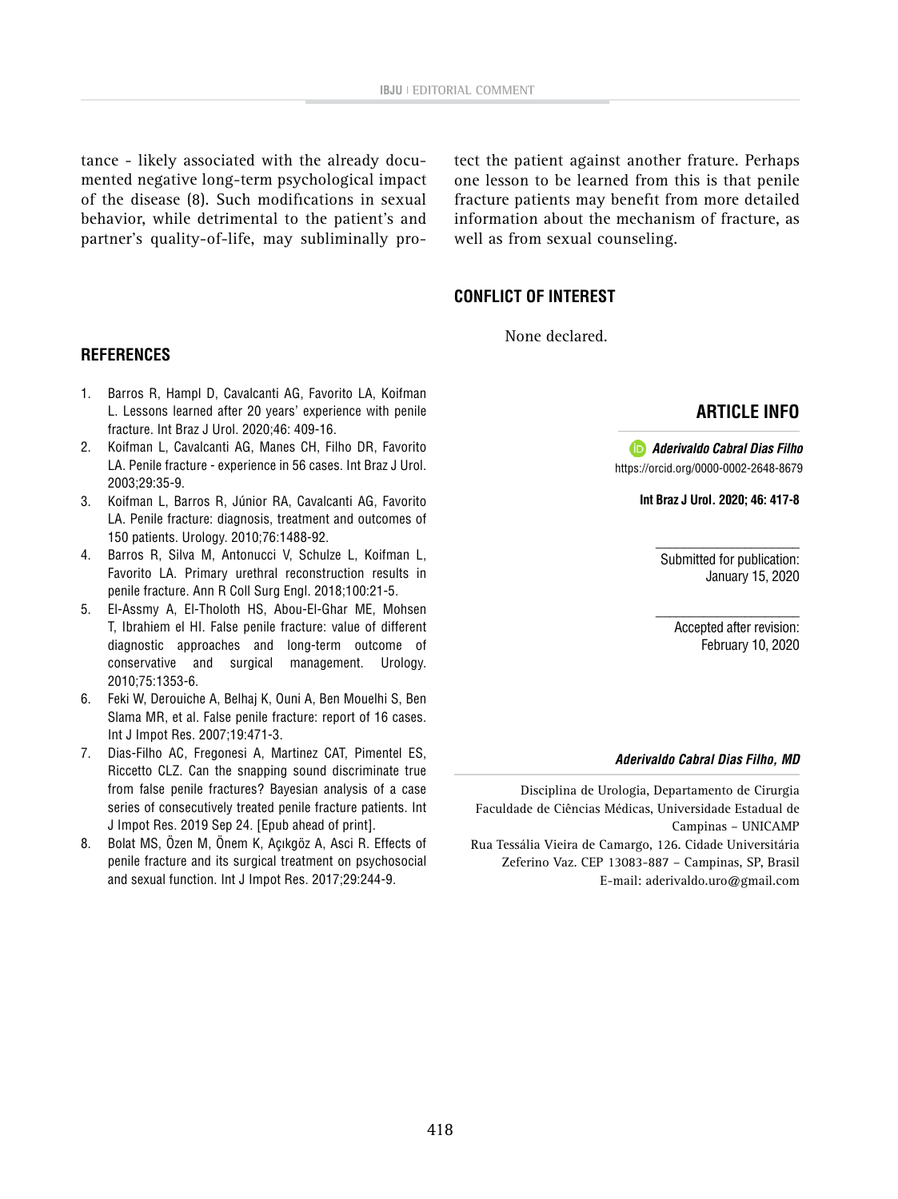tance - likely associated with the already documented negative long-term psychological impact of the disease (8). Such modifications in sexual behavior, while detrimental to the patient's and partner's quality-of-life, may subliminally protect the patient against another frature. Perhaps one lesson to be learned from this is that penile fracture patients may benefit from more detailed information about the mechanism of fracture, as well as from sexual counseling.

## CONFLICT OF INTEREST

None declared.

## REFERENCES

1. Barros R, Hampl D, Cavalcanti AG, Favorito LA, Koifman L. Lessons learned after 20 years' experience with penile fracture. Int Braz J Urol. 2020;46: 409-16.
2. Koifman L, Cavalcanti AG, Manes CH, Filho DR, Favorito LA. Penile fracture - experience in 56 cases. Int Braz J Urol. 2003;29:35-9.
3. Koifman L, Barros R, Júnior RA, Cavalcanti AG, Favorito LA. Penile fracture: diagnosis, treatment and outcomes of 150 patients. Urology. 2010;76:1488-92.
4. Barros R, Silva M, Antonucci V, Schulze L, Koifman L, Favorito LA. Primary urethral reconstruction results in penile fracture. Ann R Coll Surg Engl. 2018;100:21-5.
5. El-Assmy A, El-Tholoth HS, Abou-El-Ghar ME, Mohsen T, Ibrahiem el HI. False penile fracture: value of different diagnostic approaches and long-term outcome of conservative and surgical management. Urology. 2010;75:1353-6.
6. Feki W, Derouiche A, Belhaj K, Ouni A, Ben Mouelhi S, Ben Slama MR, et al. False penile fracture: report of 16 cases. Int J Impot Res. 2007;19:471-3.
7. Dias-Filho AC, Fregonesi A, Martinez CAT, Pimentel ES, Riccetto CLZ. Can the snapping sound discriminate true from false penile fractures? Bayesian analysis of a case series of consecutively treated penile fracture patients. Int J Impot Res. 2019 Sep 24. [Epub ahead of print].
8. Bolat MS, Özen M, Önem K, Açıkgöz A, Asci R. Effects of penile fracture and its surgical treatment on psychosocial and sexual function. Int J Impot Res. 2017;29:244-9.

## ARTICLE INFO

***Aderivaldo Cabral Dias Filho***
https://orcid.org/0000-0002-2648-8679

**Int Braz J Urol. 2020; 46: 417-8**

Submitted for publication:
January 15, 2020

Accepted after revision:
February 10, 2020

***Aderivaldo Cabral Dias Filho, MD***

Disciplina de Urologia, Departamento de Cirurgia
Faculdade de Ciências Médicas, Universidade Estadual de Campinas – UNICAMP
Rua Tessália Vieira de Camargo, 126. Cidade Universitária Zeferino Vaz. CEP 13083-887 – Campinas, SP, Brasil
E-mail: aderivaldo.uro@gmail.com